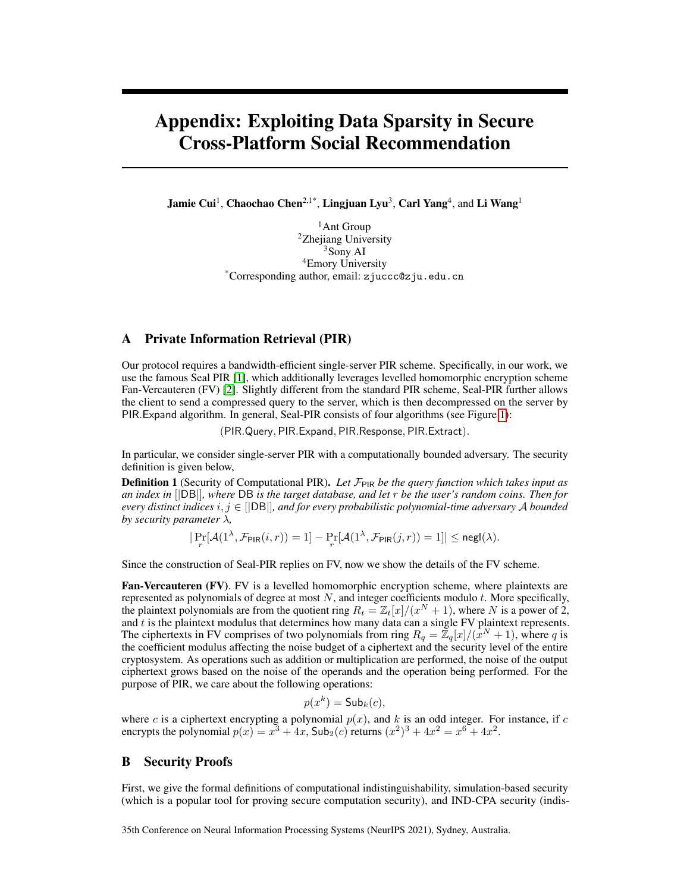# Appendix: Exploiting Data Sparsity in Secure Cross-Platform Social Recommendation

**Jamie Cui**[1], **Chaochao Chen**[2,1*], **Lingjuan Lyu**[3], **Carl Yang**[4], and **Li Wang**[1]

[1]Ant Group
[2]Zhejiang University
[3]Sony AI
[4]Emory University
[*]Corresponding author, email: zjuccc@zju.edu.cn

## A Private Information Retrieval (PIR)

Our protocol requires a bandwidth-efficient single-server PIR scheme. Specifically, in our work, we use the famous Seal PIR [1], which additionally leverages levelled homomorphic encryption scheme Fan-Vercauteren (FV) [2]. Slightly different from the standard PIR scheme, Seal-PIR further allows the client to send a compressed query to the server, which is then decompressed on the server by PIR.Expand algorithm. In general, Seal-PIR consists of four algorithms (see Figure 1):

$$(\mathsf{PIR.Query}, \mathsf{PIR.Expand}, \mathsf{PIR.Response}, \mathsf{PIR.Extract}).$$

In particular, we consider single-server PIR with a computationally bounded adversary. The security definition is given below,

**Definition 1** (Security of Computational PIR)**.** *Let $\mathcal{F}_{\mathsf{PIR}}$ be the query function which takes input as an index in $[|\mathsf{DB}|]$, where $\mathsf{DB}$ is the target database, and let $r$ be the user's random coins. Then for every distinct indices $i, j \in [|\mathsf{DB}|]$, and for every probabilistic polynomial-time adversary $\mathcal{A}$ bounded by security parameter $\lambda$,*

$$|\Pr_r[\mathcal{A}(1^\lambda, \mathcal{F}_{\mathsf{PIR}}(i, r)) = 1] - \Pr_r[\mathcal{A}(1^\lambda, \mathcal{F}_{\mathsf{PIR}}(j, r)) = 1]| \leq \mathsf{negl}(\lambda).$$

Since the construction of Seal-PIR replies on FV, now we show the details of the FV scheme.

**Fan-Vercauteren (FV)**. FV is a levelled homomorphic encryption scheme, where plaintexts are represented as polynomials of degree at most $N$, and integer coefficients modulo $t$. More specifically, the plaintext polynomials are from the quotient ring $R_t = \mathbb{Z}_t[x]/(x^N + 1)$, where $N$ is a power of 2, and $t$ is the plaintext modulus that determines how many data can a single FV plaintext represents. The ciphertexts in FV comprises of two polynomials from ring $R_q = \mathbb{Z}_q[x]/(x^N + 1)$, where $q$ is the coefficient modulus affecting the noise budget of a ciphertext and the security level of the entire cryptosystem. As operations such as addition or multiplication are performed, the noise of the output ciphertext grows based on the noise of the operands and the operation being performed. For the purpose of PIR, we care about the following operations:

$$p(x^k) = \mathsf{Sub}_k(c),$$

where $c$ is a ciphertext encrypting a polynomial $p(x)$, and $k$ is an odd integer. For instance, if $c$ encrypts the polynomial $p(x) = x^3 + 4x$, $\mathsf{Sub}_2(c)$ returns $(x^2)^3 + 4x^2 = x^6 + 4x^2$.

## B Security Proofs

First, we give the formal definitions of computational indistinguishability, simulation-based security (which is a popular tool for proving secure computation security), and IND-CPA security (indis-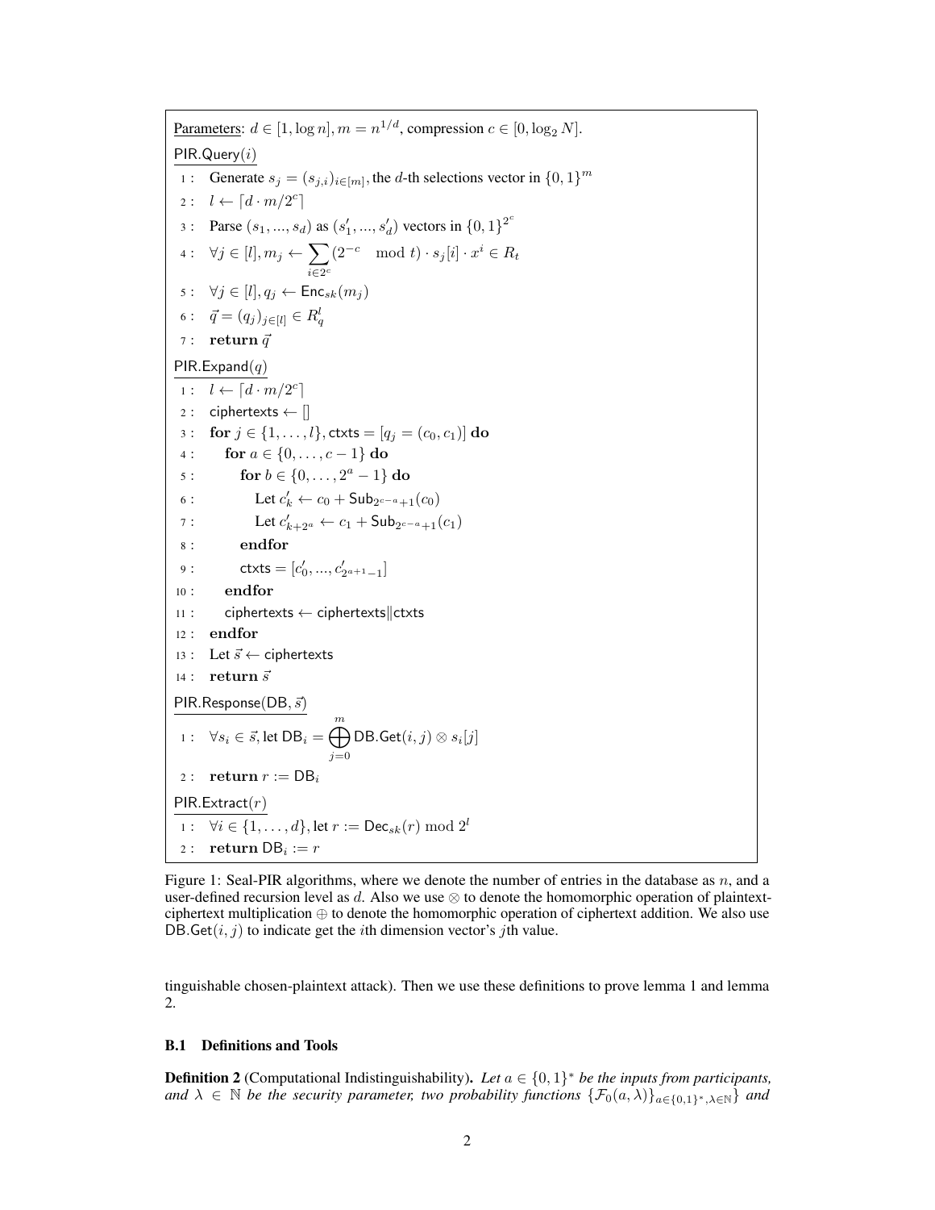Parameters: $d \in [1, \log n], m = n^{1/d}$, compression $c \in [0, \log_2 N]$.

```
PIR.Query(i)
 1 :  Generate s_j = (s_{j,i})_{i∈[m]}, the d-th selections vector in {0,1}^m
 2 :  l ← ⌈d · m/2^c⌉
 3 :  Parse (s_1, ..., s_d) as (s'_1, ..., s'_d) vectors in {0,1}^{2^c}
 4 :  ∀j ∈ [l], m_j ← Σ_{i∈2^c} (2^{-c} mod t) · s_j[i] · x^i ∈ R_t
 5 :  ∀j ∈ [l], q_j ← Enc_sk(m_j)
 6 :  q⃗ = (q_j)_{j∈[l]} ∈ R_q^l
 7 :  return q⃗

PIR.Expand(q)
 1 :  l ← ⌈d · m/2^c⌉
 2 :  ciphertexts ← []
 3 :  for j ∈ {1, ..., l}, ctxts = [q_j = (c_0, c_1)] do
 4 :     for a ∈ {0, ..., c − 1} do
 5 :        for b ∈ {0, ..., 2^a − 1} do
 6 :           Let c'_k ← c_0 + Sub_{2^{c−a}+1}(c_0)
 7 :           Let c'_{k+2^a} ← c_1 + Sub_{2^{c−a}+1}(c_1)
 8 :        endfor
 9 :        ctxts = [c'_0, ..., c'_{2^{a+1}−1}]
10 :     endfor
11 :     ciphertexts ← ciphertexts‖ctxts
12 :  endfor
13 :  Let s⃗ ← ciphertexts
14 :  return s⃗

PIR.Response(DB, s⃗)
 1 :  ∀s_i ∈ s⃗, let DB_i = ⊕_{j=0}^{m} DB.Get(i, j) ⊗ s_i[j]
 2 :  return r := DB_i

PIR.Extract(r)
 1 :  ∀i ∈ {1, ..., d}, let r := Dec_sk(r) mod 2^l
 2 :  return DB_i := r
```

Figure 1: Seal-PIR algorithms, where we denote the number of entries in the database as $n$, and a user-defined recursion level as $d$. Also we use $\otimes$ to denote the homomorphic operation of plaintext-ciphertext multiplication $\oplus$ to denote the homomorphic operation of ciphertext addition. We also use $\mathsf{DB.Get}(i, j)$ to indicate get the $i$th dimension vector's $j$th value.

tinguishable chosen-plaintext attack). Then we use these definitions to prove lemma 1 and lemma 2.

### B.1 Definitions and Tools

**Definition 2** (Computational Indistinguishability). *Let $a \in \{0, 1\}^*$ be the inputs from participants, and $\lambda \in \mathbb{N}$ be the security parameter, two probability functions $\{\mathcal{F}_0(a, \lambda)\}_{a \in \{0,1\}^*, \lambda \in \mathbb{N}}$ and*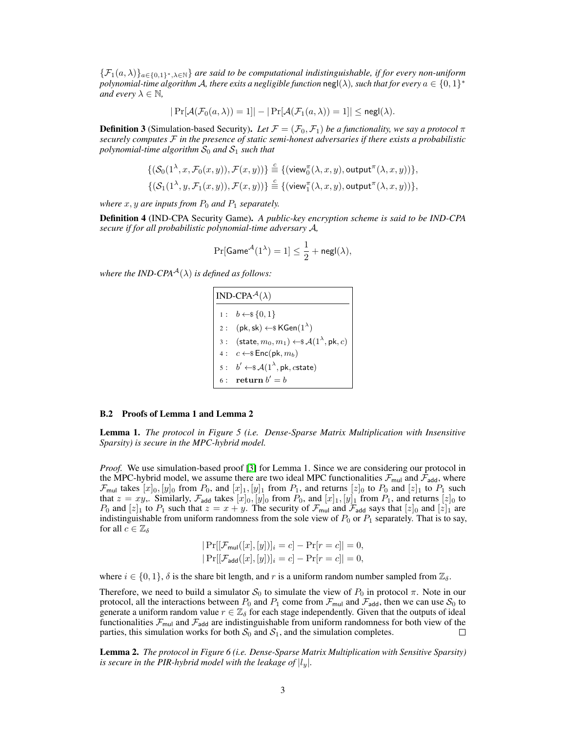$\{\mathcal{F}_1(a,\lambda)\}_{a\in\{0,1\}^*,\lambda\in\mathbb{N}}\}$ *are said to be computational indistinguishable, if for every non-uniform polynomial-time algorithm $\mathcal{A}$, there exits a negligible function $\mathsf{negl}(\lambda)$, such that for every $a \in \{0,1\}^*$ and every $\lambda \in \mathbb{N}$,*

$$|\Pr[\mathcal{A}(\mathcal{F}_0(a,\lambda)) = 1]| - |\Pr[\mathcal{A}(\mathcal{F}_1(a,\lambda)) = 1]| \leq \mathsf{negl}(\lambda).$$

**Definition 3** (Simulation-based Security). *Let $\mathcal{F} = (\mathcal{F}_0, \mathcal{F}_1)$ be a functionality, we say a protocol $\pi$ securely computes $\mathcal{F}$ in the presence of static semi-honest adversaries if there exists a probabilistic polynomial-time algorithm $\mathcal{S}_0$ and $\mathcal{S}_1$ such that*

$$\{(\mathcal{S}_0(1^\lambda, x, \mathcal{F}_0(x,y)), \mathcal{F}(x,y))\} \stackrel{c}{\equiv} \{(\mathsf{view}_0^\pi(\lambda, x, y), \mathsf{output}^\pi(\lambda, x, y))\},$$
$$\{(\mathcal{S}_1(1^\lambda, y, \mathcal{F}_1(x,y)), \mathcal{F}(x,y))\} \stackrel{c}{\equiv} \{(\mathsf{view}_1^\pi(\lambda, x, y), \mathsf{output}^\pi(\lambda, x, y))\},$$

*where $x, y$ are inputs from $P_0$ and $P_1$ separately.*

**Definition 4** (IND-CPA Security Game). *A public-key encryption scheme is said to be IND-CPA secure if for all probabilistic polynomial-time adversary $\mathcal{A}$,*

$$\Pr[\mathsf{Game}^{\mathcal{A}}(1^\lambda) = 1] \leq \frac{1}{2} + \mathsf{negl}(\lambda),$$

*where the IND-CPA$^{\mathcal{A}}(\lambda)$ is defined as follows:*

```
IND-CPA^A(λ)
1 : b ←$ {0,1}
2 : (pk, sk) ←$ KGen(1^λ)
3 : (state, m_0, m_1) ←$ A(1^λ, pk, c)
4 : c ←$ Enc(pk, m_b)
5 : b' ←$ A(1^λ, pk, c state)
6 : return b' = b
```

### B.2 Proofs of Lemma 1 and Lemma 2

**Lemma 1.** *The protocol in Figure 5 (i.e. Dense-Sparse Matrix Multiplication with Insensitive Sparsity) is secure in the MPC-hybrid model.*

*Proof.* We use simulation-based proof [3] for Lemma 1. Since we are considering our protocol in the MPC-hybrid model, we assume there are two ideal MPC functionalities $\mathcal{F}_{\mathsf{mul}}$ and $\mathcal{F}_{\mathsf{add}}$, where $\mathcal{F}_{\mathsf{mul}}$ takes $[x]_0, [y]_0$ from $P_0$, and $[x]_1, [y]_1$ from $P_1$, and returns $[z]_0$ to $P_0$ and $[z]_1$ to $P_1$ such that $z = xy$,. Similarly, $\mathcal{F}_{\mathsf{add}}$ takes $[x]_0, [y]_0$ from $P_0$, and $[x]_1, [y]_1$ from $P_1$, and returns $[z]_0$ to $P_0$ and $[z]_1$ to $P_1$ such that $z = x + y$. The security of $\mathcal{F}_{\mathsf{mul}}$ and $\mathcal{F}_{\mathsf{add}}$ says that $[z]_0$ and $[z]_1$ are indistinguishable from uniform randomness from the sole view of $P_0$ or $P_1$ separately. That is to say, for all $c \in \mathbb{Z}_\delta$

$$|\Pr[[\mathcal{F}_{\mathsf{mul}}([x],[y])]_i = c] - \Pr[r = c]| = 0,$$
$$|\Pr[[\mathcal{F}_{\mathsf{add}}([x],[y])]_i = c] - \Pr[r = c]| = 0,$$

where $i \in \{0,1\}$, $\delta$ is the share bit length, and $r$ is a uniform random number sampled from $\mathbb{Z}_\delta$.

Therefore, we need to build a simulator $\mathcal{S}_0$ to simulate the view of $P_0$ in protocol $\pi$. Note in our protocol, all the interactions between $P_0$ and $P_1$ come from $\mathcal{F}_{\mathsf{mul}}$ and $\mathcal{F}_{\mathsf{add}}$, then we can use $\mathcal{S}_0$ to generate a uniform random value $r \in \mathbb{Z}_\delta$ for each stage independently. Given that the outputs of ideal functionalities $\mathcal{F}_{\mathsf{mul}}$ and $\mathcal{F}_{\mathsf{add}}$ are indistinguishable from uniform randomness for both view of the parties, this simulation works for both $\mathcal{S}_0$ and $\mathcal{S}_1$, and the simulation completes. □

**Lemma 2.** *The protocol in Figure 6 (i.e. Dense-Sparse Matrix Multiplication with Sensitive Sparsity) is secure in the PIR-hybrid model with the leakage of $|l_y|$.*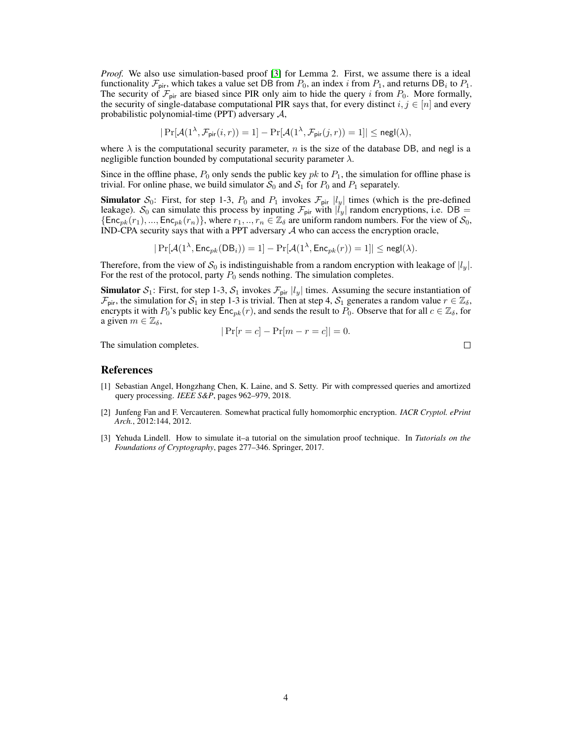*Proof.* We also use simulation-based proof [3] for Lemma 2. First, we assume there is a ideal functionality $\mathcal{F}_{\mathsf{pir}}$, which takes a value set $\mathsf{DB}$ from $P_0$, an index $i$ from $P_1$, and returns $\mathsf{DB}_i$ to $P_1$. The security of $\mathcal{F}_{\mathsf{pir}}$ are biased since PIR only aim to hide the query $i$ from $P_0$. More formally, the security of single-database computational PIR says that, for every distinct $i, j \in [n]$ and every probabilistic polynomial-time (PPT) adversary $\mathcal{A}$,

$$|\Pr[\mathcal{A}(1^\lambda, \mathcal{F}_{\mathsf{pir}}(i, r)) = 1] - \Pr[\mathcal{A}(1^\lambda, \mathcal{F}_{\mathsf{pir}}(j, r)) = 1]| \leq \mathsf{negl}(\lambda),$$

where $\lambda$ is the computational security parameter, $n$ is the size of the database $\mathsf{DB}$, and $\mathsf{negl}$ is a negligible function bounded by computational security parameter $\lambda$.

Since in the offline phase, $P_0$ only sends the public key $pk$ to $P_1$, the simulation for offline phase is trivial. For online phase, we build simulator $\mathcal{S}_0$ and $\mathcal{S}_1$ for $P_0$ and $P_1$ separately.

**Simulator** $\mathcal{S}_0$: First, for step 1-3, $P_0$ and $P_1$ invokes $\mathcal{F}_{\mathsf{pir}}$ $|l_y|$ times (which is the pre-defined leakage). $\mathcal{S}_0$ can simulate this process by inputing $\mathcal{F}_{\mathsf{pir}}$ with $|l_y|$ random encryptions, i.e. $\mathsf{DB} = \{\mathsf{Enc}_{pk}(r_1), ..., \mathsf{Enc}_{pk}(r_n)\}$, where $r_1, .., r_n \in \mathbb{Z}_\delta$ are uniform random numbers. For the view of $\mathcal{S}_0$, IND-CPA security says that with a PPT adversary $\mathcal{A}$ who can access the encryption oracle,

$$|\Pr[\mathcal{A}(1^\lambda, \mathsf{Enc}_{pk}(\mathsf{DB}_i)) = 1] - \Pr[\mathcal{A}(1^\lambda, \mathsf{Enc}_{pk}(r)) = 1]| \leq \mathsf{negl}(\lambda).$$

Therefore, from the view of $\mathcal{S}_0$ is indistinguishable from a random encryption with leakage of $|l_y|$. For the rest of the protocol, party $P_0$ sends nothing. The simulation completes.

**Simulator** $\mathcal{S}_1$: First, for step 1-3, $\mathcal{S}_1$ invokes $\mathcal{F}_{\mathsf{pir}}$ $|l_y|$ times. Assuming the secure instantiation of $\mathcal{F}_{\mathsf{pir}}$, the simulation for $\mathcal{S}_1$ in step 1-3 is trivial. Then at step 4, $\mathcal{S}_1$ generates a random value $r \in \mathbb{Z}_\delta$, encrypts it with $P_0$'s public key $\mathsf{Enc}_{pk}(r)$, and sends the result to $P_0$. Observe that for all $c \in \mathbb{Z}_\delta$, for a given $m \in \mathbb{Z}_\delta$,

$$|\Pr[r = c] - \Pr[m - r = c]| = 0.$$

The simulation completes. □

## References

[1] Sebastian Angel, Hongzhang Chen, K. Laine, and S. Setty. Pir with compressed queries and amortized query processing. *IEEE S&P*, pages 962–979, 2018.

[2] Junfeng Fan and F. Vercauteren. Somewhat practical fully homomorphic encryption. *IACR Cryptol. ePrint Arch.*, 2012:144, 2012.

[3] Yehuda Lindell. How to simulate it–a tutorial on the simulation proof technique. In *Tutorials on the Foundations of Cryptography*, pages 277–346. Springer, 2017.